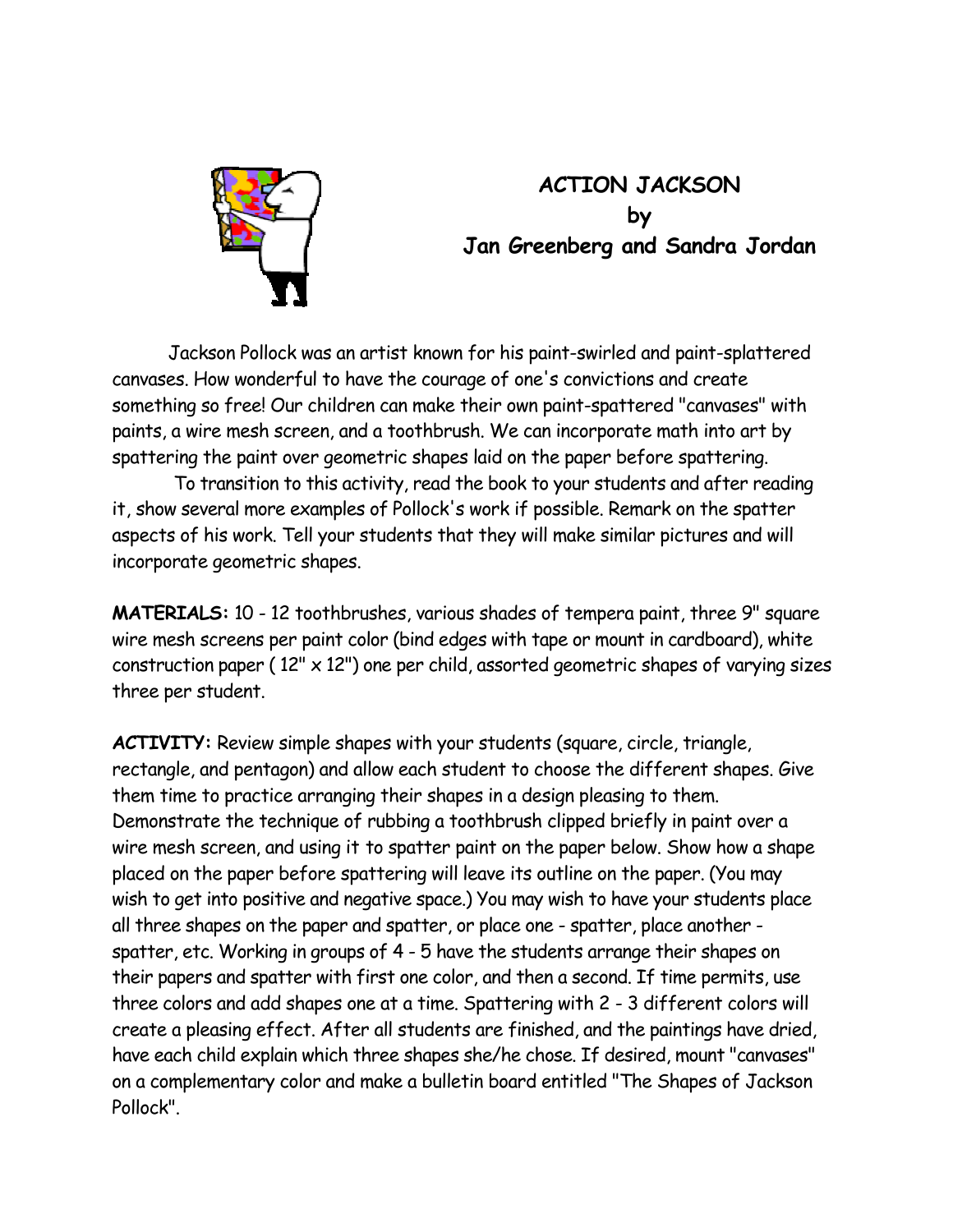# ACTION JACKSON
## by
## Jan Greenberg and Sandra Jordan

Jackson Pollock was an artist known for his paint-swirled and paint-splattered canvases. How wonderful to have the courage of one's convictions and create something so free! Our children can make their own paint-spattered "canvases" with paints, a wire mesh screen, and a toothbrush. We can incorporate math into art by spattering the paint over geometric shapes laid on the paper before spattering.

To transition to this activity, read the book to your students and after reading it, show several more examples of Pollock's work if possible. Remark on the spatter aspects of his work. Tell your students that they will make similar pictures and will incorporate geometric shapes.

**MATERIALS:** 10 - 12 toothbrushes, various shades of tempera paint, three 9" square wire mesh screens per paint color (bind edges with tape or mount in cardboard), white construction paper ( 12" x 12") one per child, assorted geometric shapes of varying sizes three per student.

**ACTIVITY:** Review simple shapes with your students (square, circle, triangle, rectangle, and pentagon) and allow each student to choose the different shapes. Give them time to practice arranging their shapes in a design pleasing to them. Demonstrate the technique of rubbing a toothbrush clipped briefly in paint over a wire mesh screen, and using it to spatter paint on the paper below. Show how a shape placed on the paper before spattering will leave its outline on the paper. (You may wish to get into positive and negative space.) You may wish to have your students place all three shapes on the paper and spatter, or place one - spatter, place another - spatter, etc. Working in groups of 4 - 5 have the students arrange their shapes on their papers and spatter with first one color, and then a second. If time permits, use three colors and add shapes one at a time. Spattering with 2 - 3 different colors will create a pleasing effect. After all students are finished, and the paintings have dried, have each child explain which three shapes she/he chose. If desired, mount "canvases" on a complementary color and make a bulletin board entitled "The Shapes of Jackson Pollock".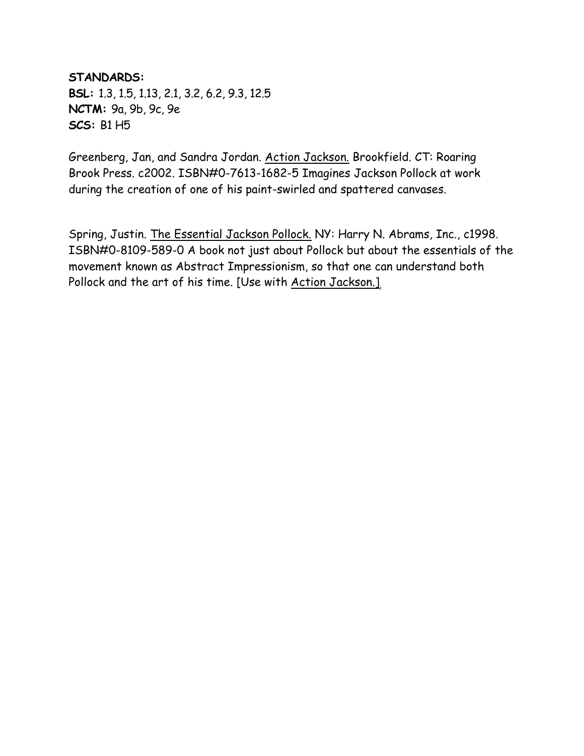**STANDARDS:**
**BSL:** 1.3, 1.5, 1.13, 2.1, 3.2, 6.2, 9.3, 12.5
**NCTM:** 9a, 9b, 9c, 9e
**SCS:** B1 H5

Greenberg, Jan, and Sandra Jordan. Action Jackson. Brookfield. CT: Roaring Brook Press. c2002. ISBN#0-7613-1682-5 Imagines Jackson Pollock at work during the creation of one of his paint-swirled and spattered canvases.

Spring, Justin. The Essential Jackson Pollock. NY: Harry N. Abrams, Inc., c1998. ISBN#0-8109-589-0 A book not just about Pollock but about the essentials of the movement known as Abstract Impressionism, so that one can understand both Pollock and the art of his time. [Use with Action Jackson.]